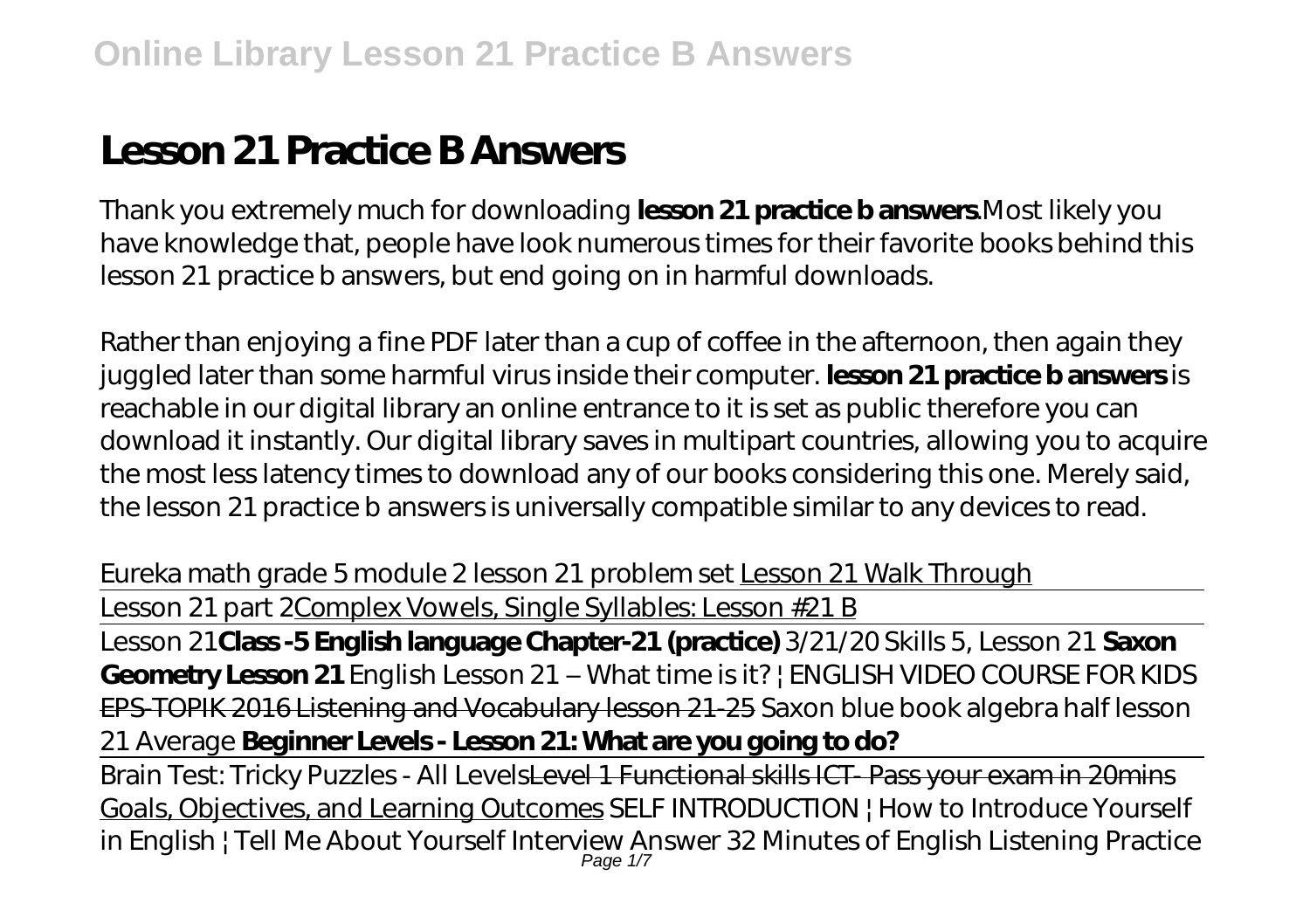# Lesson 21 Practice B Answers

Thank you extremely much for downloading **lesson 21 practice b answers**.Most likely you have knowledge that, people have look numerous times for their favorite books behind this lesson 21 practice b answers, but end going on in harmful downloads.

Rather than enjoying a fine PDF later than a cup of coffee in the afternoon, then again they juggled later than some harmful virus inside their computer. **lesson 21 practice b answers** is reachable in our digital library an online entrance to it is set as public therefore you can download it instantly. Our digital library saves in multipart countries, allowing you to acquire the most less latency times to download any of our books considering this one. Merely said, the lesson 21 practice b answers is universally compatible similar to any devices to read.

*Eureka math grade 5 module 2 lesson 21 problem set* Lesson 21 Walk Through

Lesson 21 part 2Complex Vowels, Single Syllables: Lesson #21 B

Lesson 21**Class -5 English language Chapter-21 (practice)** *3/21/20 Skills 5, Lesson 21* **Saxon Geometry Lesson 21** *English Lesson 21 – What time is it? | ENGLISH VIDEO COURSE FOR KIDS* EPS-TOPIK 2016 Listening and Vocabulary lesson 21-25 *Saxon blue book algebra half lesson 21 Average* **Beginner Levels - Lesson 21: What are you going to do?**

Brain Test: Tricky Puzzles - All LevelsLevel 1 Functional skills ICT- Pass your exam in 20mins Goals, Objectives, and Learning Outcomes *SELF INTRODUCTION | How to Introduce Yourself in English | Tell Me About Yourself Interview Answer 32 Minutes of English Listening Practice*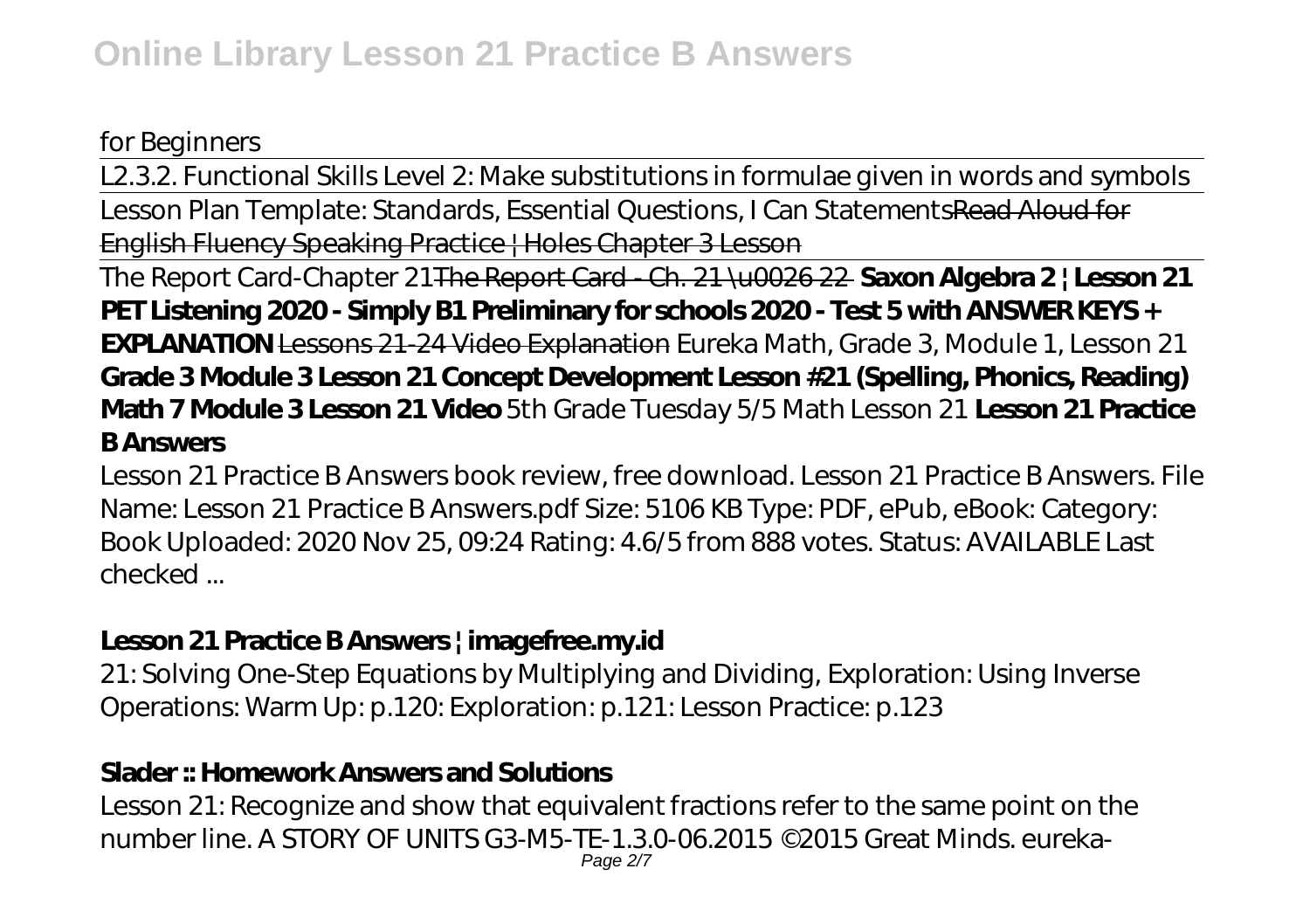*for Beginners*

L2.3.2. Functional Skills Level 2: Make substitutions in formulae given in words and symbols

Lesson Plan Template: Standards, Essential Questions, I Can Statements ~~Read Aloud for English Fluency Speaking Practice | Holes Chapter 3 Lesson~~

The Report Card-Chapter 21 ~~The Report Card - Ch. 21 \u0026 22~~ **Saxon Algebra 2 | Lesson 21** **PET Listening 2020 - Simply B1 Preliminary for schools 2020 - Test 5 with ANSWER KEYS + EXPLANATION** ~~Lessons 21-24 Video Explanation~~ *Eureka Math, Grade 3, Module 1, Lesson 21* **Grade 3 Module 3 Lesson 21 Concept Development Lesson #21 (Spelling, Phonics, Reading) Math 7 Module 3 Lesson 21 Video** *5th Grade Tuesday 5/5 Math Lesson 21* **Lesson 21 Practice B Answers**

Lesson 21 Practice B Answers book review, free download. Lesson 21 Practice B Answers. File Name: Lesson 21 Practice B Answers.pdf Size: 5106 KB Type: PDF, ePub, eBook: Category: Book Uploaded: 2020 Nov 25, 09:24 Rating: 4.6/5 from 888 votes. Status: AVAILABLE Last checked ...

## Lesson 21 Practice B Answers | imagefree.my.id

21: Solving One-Step Equations by Multiplying and Dividing, Exploration: Using Inverse Operations: Warm Up: p.120: Exploration: p.121: Lesson Practice: p.123

## Slader :: Homework Answers and Solutions

Lesson 21: Recognize and show that equivalent fractions refer to the same point on the number line. A STORY OF UNITS G3-M5-TE-1.3.0-06.2015 ©2015 Great Minds. eureka-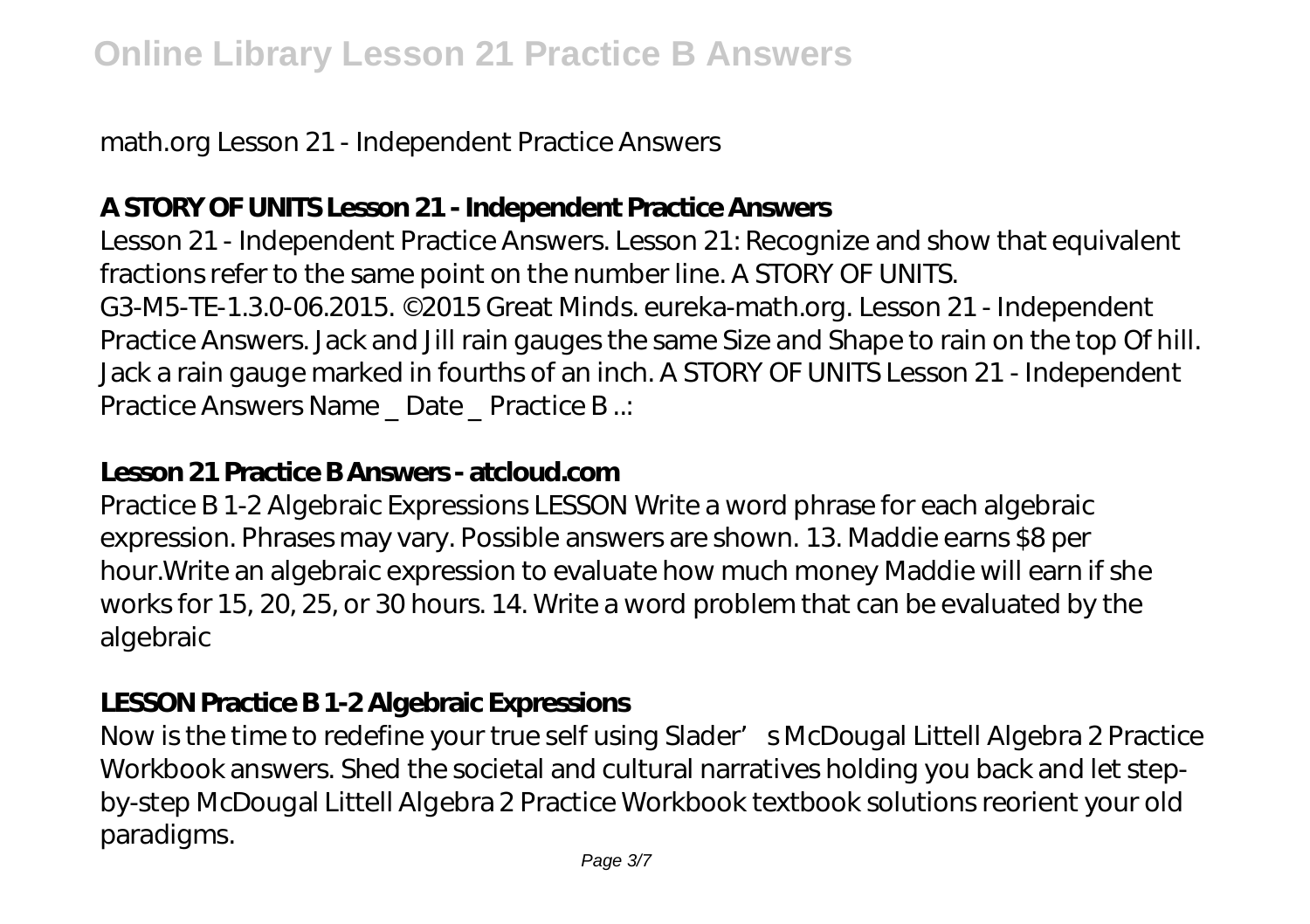math.org Lesson 21 - Independent Practice Answers

### A STORY OF UNITS Lesson 21 - Independent Practice Answers

Lesson 21 - Independent Practice Answers. Lesson 21: Recognize and show that equivalent fractions refer to the same point on the number line. A STORY OF UNITS. G3-M5-TE-1.3.0-06.2015. ©2015 Great Minds. eureka-math.org. Lesson 21 - Independent Practice Answers. Jack and Jill rain gauges the same Size and Shape to rain on the top Of hill. Jack a rain gauge marked in fourths of an inch. A STORY OF UNITS Lesson 21 - Independent Practice Answers Name _ Date _ Practice B ..:

### Lesson 21 Practice B Answers - atcloud.com

Practice B 1-2 Algebraic Expressions LESSON Write a word phrase for each algebraic expression. Phrases may vary. Possible answers are shown. 13. Maddie earns $8 per hour.Write an algebraic expression to evaluate how much money Maddie will earn if she works for 15, 20, 25, or 30 hours. 14. Write a word problem that can be evaluated by the algebraic

### LESSON Practice B 1-2 Algebraic Expressions

Now is the time to redefine your true self using Slader's McDougal Littell Algebra 2 Practice Workbook answers. Shed the societal and cultural narratives holding you back and let step-by-step McDougal Littell Algebra 2 Practice Workbook textbook solutions reorient your old paradigms.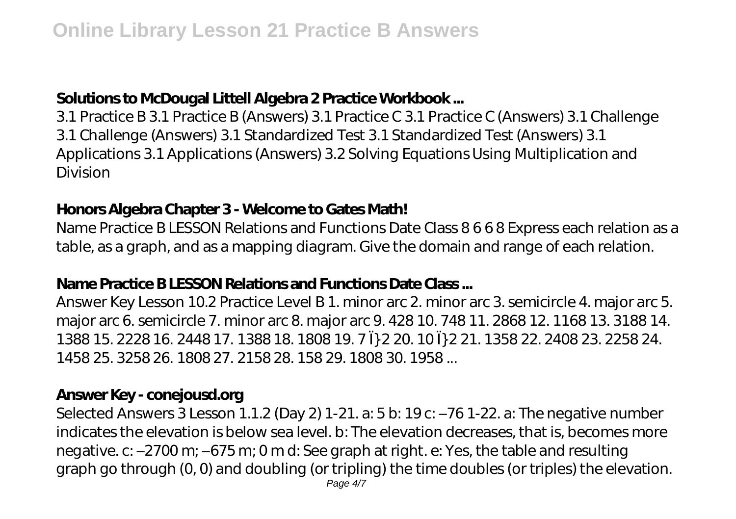### Solutions to McDougal Littell Algebra 2 Practice Workbook ...

3.1 Practice B 3.1 Practice B (Answers) 3.1 Practice C 3.1 Practice C (Answers) 3.1 Challenge 3.1 Challenge (Answers) 3.1 Standardized Test 3.1 Standardized Test (Answers) 3.1 Applications 3.1 Applications (Answers) 3.2 Solving Equations Using Multiplication and Division

### Honors Algebra Chapter 3 - Welcome to Gates Math!

Name Practice B LESSON Relations and Functions Date Class 8 6 6 8 Express each relation as a table, as a graph, and as a mapping diagram. Give the domain and range of each relation.

### Name Practice B LESSON Relations and Functions Date Class ...

Answer Key Lesson 10.2 Practice Level B 1. minor arc 2. minor arc 3. semicircle 4. major arc 5. major arc 6. semicircle 7. minor arc 8. major arc 9. 428 10. 748 11. 2868 12. 1168 13. 3188 14. 1388 15. 2228 16. 2448 17. 1388 18. 1808 19. 7 Ï} 2 20. 10 Ï} 2 21. 1358 22. 2408 23. 2258 24. 1458 25. 3258 26. 1808 27. 2158 28. 158 29. 1808 30. 1958 ...

### Answer Key - conejousd.org

Selected Answers 3 Lesson 1.1.2 (Day 2) 1-21. a: 5 b: 19 c: –76 1-22. a: The negative number indicates the elevation is below sea level. b: The elevation decreases, that is, becomes more negative. c: –2700 m; –675 m; 0 m d: See graph at right. e: Yes, the table and resulting graph go through (0, 0) and doubling (or tripling) the time doubles (or triples) the elevation.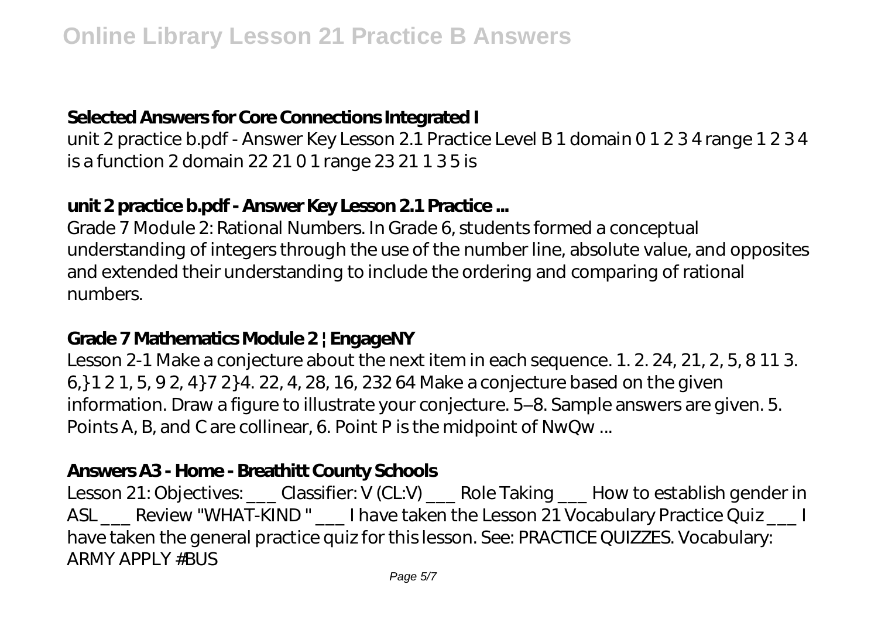### Selected Answers for Core Connections Integrated I

unit 2 practice b.pdf - Answer Key Lesson 2.1 Practice Level B 1 domain 0 1 2 3 4 range 1 2 3 4 is a function 2 domain 22 21 0 1 range 23 21 1 3 5 is

### unit 2 practice b.pdf - Answer Key Lesson 2.1 Practice ...

Grade 7 Module 2: Rational Numbers. In Grade 6, students formed a conceptual understanding of integers through the use of the number line, absolute value, and opposites and extended their understanding to include the ordering and comparing of rational numbers.

### Grade 7 Mathematics Module 2 | EngageNY

Lesson 2-1 Make a conjecture about the next item in each sequence. 1. 2. 24, 21, 2, 5, 8 11 3. 6,}1 2 1, 5, 9 2, 4}7 2}4. 22, 4, 28, 16, 232 64 Make a conjecture based on the given information. Draw a figure to illustrate your conjecture. 5–8. Sample answers are given. 5. Points A, B, and C are collinear, 6. Point P is the midpoint of NwQw ...

### Answers A3 - Home - Breathitt County Schools

Lesson 21: Objectives: ___ Classifier: V (CL:V) ___ Role Taking ___ How to establish gender in ASL ___ Review "WHAT-KIND " ___ I have taken the Lesson 21 Vocabulary Practice Quiz ___ I have taken the general practice quiz for this lesson. See: PRACTICE QUIZZES. Vocabulary: ARMY APPLY #BUS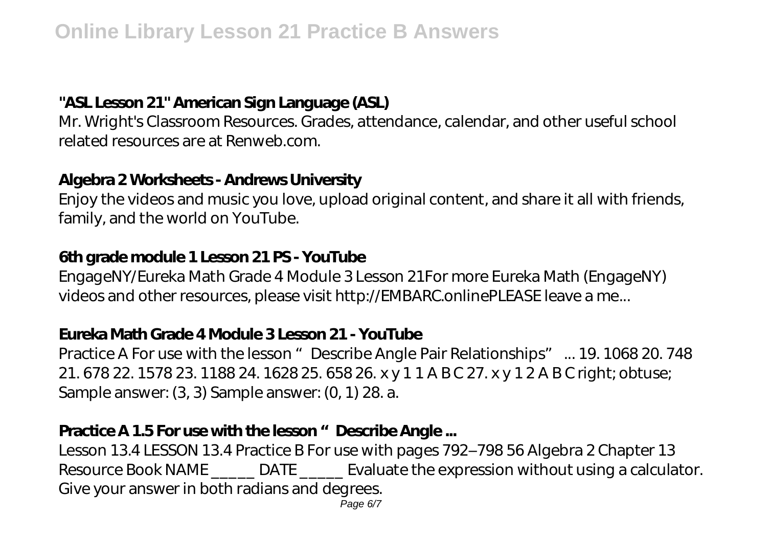### "ASL Lesson 21" American Sign Language (ASL)

Mr. Wright's Classroom Resources. Grades, attendance, calendar, and other useful school related resources are at Renweb.com.

### Algebra 2 Worksheets - Andrews University

Enjoy the videos and music you love, upload original content, and share it all with friends, family, and the world on YouTube.

### 6th grade module 1 Lesson 21 PS - YouTube

EngageNY/Eureka Math Grade 4 Module 3 Lesson 21For more Eureka Math (EngageNY) videos and other resources, please visit http://EMBARC.onlinePLEASE leave a me...

### Eureka Math Grade 4 Module 3 Lesson 21 - YouTube

Practice A For use with the lesson "Describe Angle Pair Relationships" ... 19. 1068 20. 748 21. 678 22. 1578 23. 1188 24. 1628 25. 658 26. x y 1 1 A B C 27. x y 1 2 A B C right; obtuse; Sample answer: (3, 3) Sample answer: (0, 1) 28. a.

### Practice A 1.5 For use with the lesson "Describe Angle ...

Lesson 13.4 LESSON 13.4 Practice B For use with pages 792–798 56 Algebra 2 Chapter 13 Resource Book NAME _____ DATE _____ Evaluate the expression without using a calculator. Give your answer in both radians and degrees.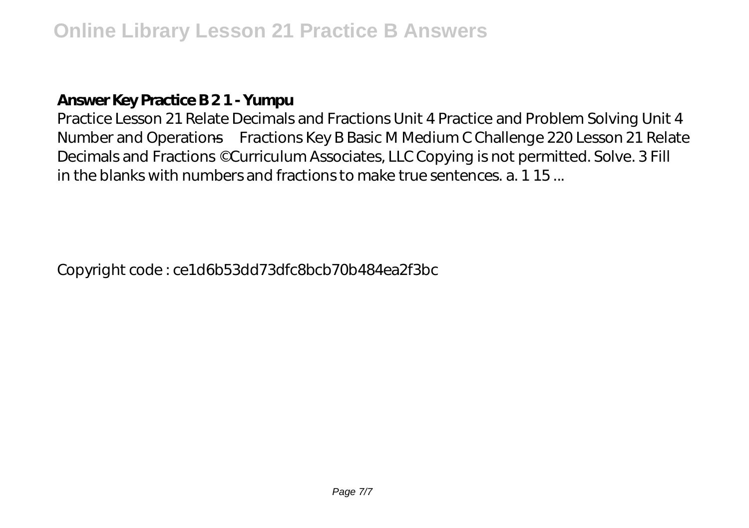**Answer Key Practice B 2 1 - Yumpu**

Practice Lesson 21 Relate Decimals and Fractions Unit 4 Practice and Problem Solving Unit 4 Number and Operations—Fractions Key B Basic M Medium C Challenge 220 Lesson 21 Relate Decimals and Fractions ©Curriculum Associates, LLC Copying is not permitted. Solve. 3 Fill in the blanks with numbers and fractions to make true sentences. a. 1 15 ...

Copyright code : ce1d6b53dd73dfc8bcb70b484ea2f3bc